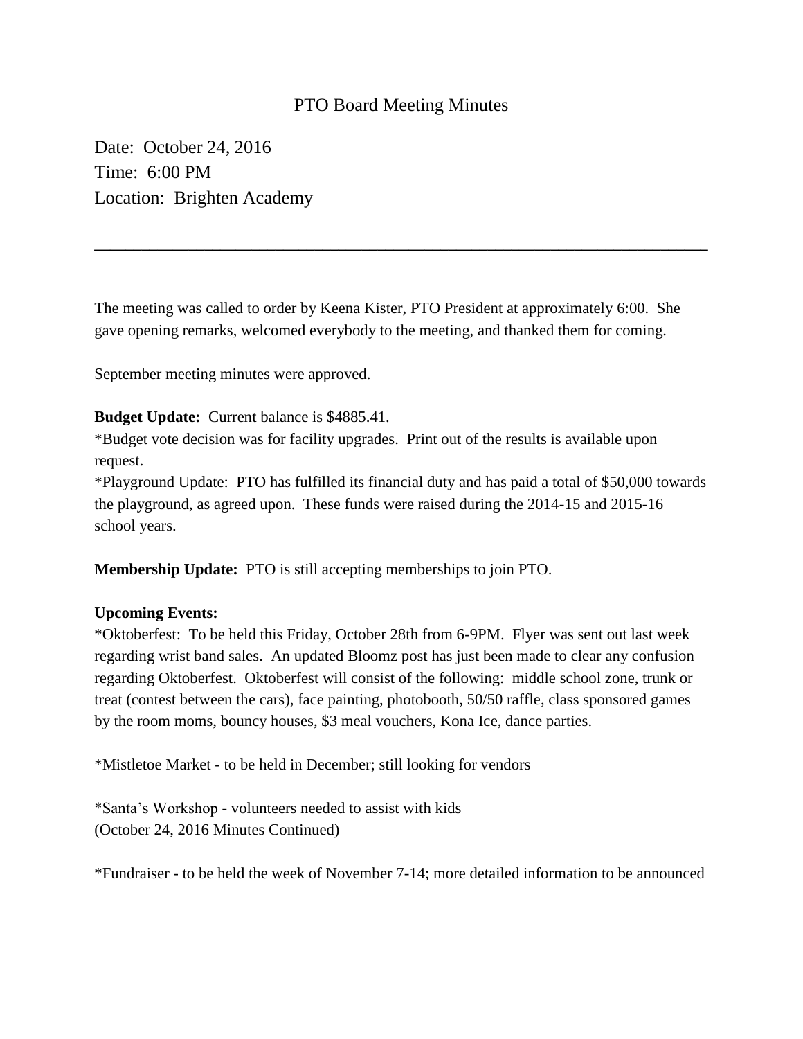# PTO Board Meeting Minutes

Date: October 24, 2016
Time: 6:00 PM
Location: Brighten Academy

---

The meeting was called to order by Keena Kister, PTO President at approximately 6:00. She gave opening remarks, welcomed everybody to the meeting, and thanked them for coming.

September meeting minutes were approved.

**Budget Update:** Current balance is $4885.41.
*Budget vote decision was for facility upgrades. Print out of the results is available upon request.
*Playground Update: PTO has fulfilled its financial duty and has paid a total of $50,000 towards the playground, as agreed upon. These funds were raised during the 2014-15 and 2015-16 school years.

**Membership Update:** PTO is still accepting memberships to join PTO.

**Upcoming Events:**
*Oktoberfest: To be held this Friday, October 28th from 6-9PM. Flyer was sent out last week regarding wrist band sales. An updated Bloomz post has just been made to clear any confusion regarding Oktoberfest. Oktoberfest will consist of the following: middle school zone, trunk or treat (contest between the cars), face painting, photobooth, 50/50 raffle, class sponsored games by the room moms, bouncy houses, $3 meal vouchers, Kona Ice, dance parties.

*Mistletoe Market - to be held in December; still looking for vendors

*Santa's Workshop - volunteers needed to assist with kids
(October 24, 2016 Minutes Continued)

*Fundraiser - to be held the week of November 7-14; more detailed information to be announced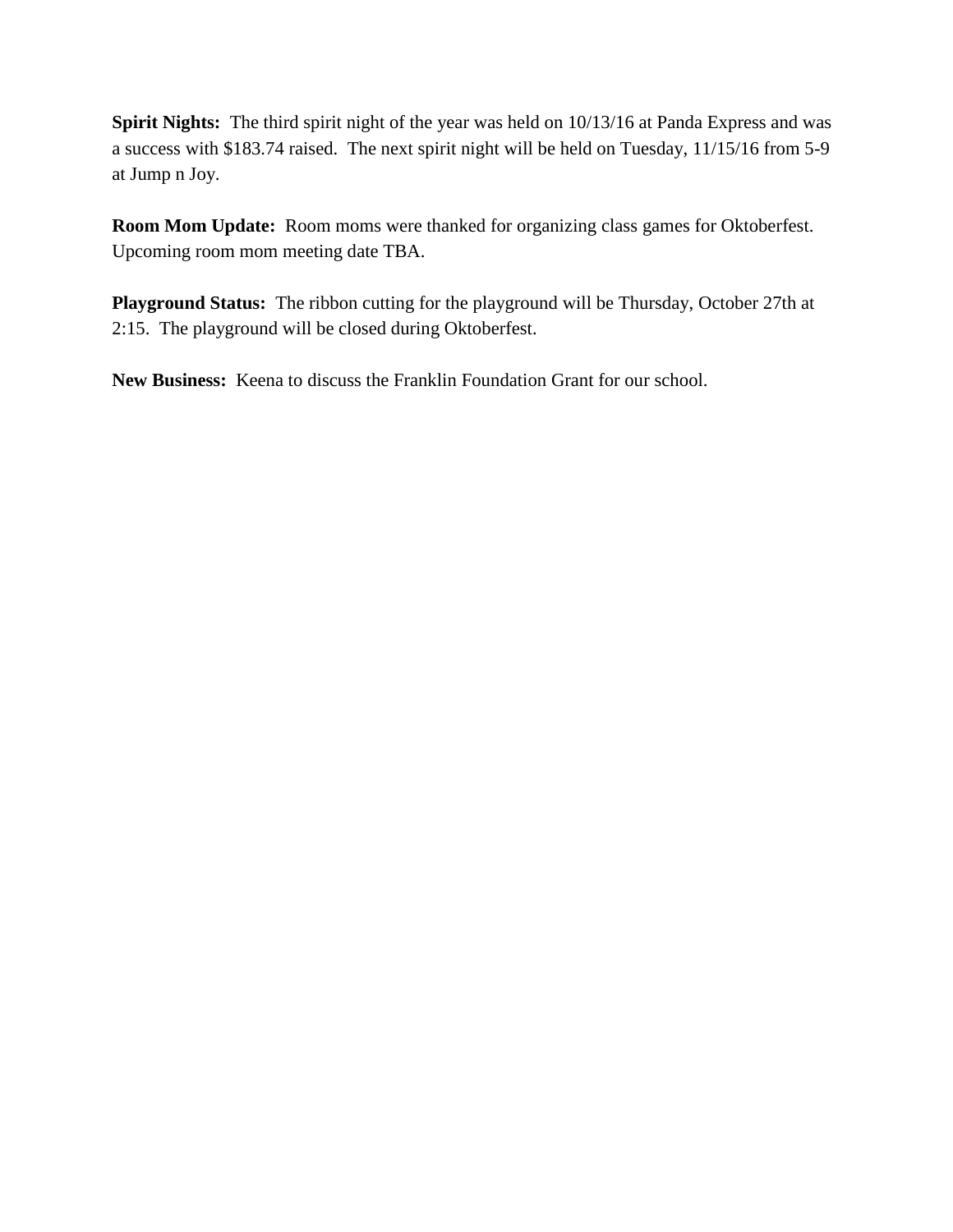**Spirit Nights:** The third spirit night of the year was held on 10/13/16 at Panda Express and was a success with $183.74 raised. The next spirit night will be held on Tuesday, 11/15/16 from 5-9 at Jump n Joy.

**Room Mom Update:** Room moms were thanked for organizing class games for Oktoberfest. Upcoming room mom meeting date TBA.

**Playground Status:** The ribbon cutting for the playground will be Thursday, October 27th at 2:15. The playground will be closed during Oktoberfest.

**New Business:** Keena to discuss the Franklin Foundation Grant for our school.